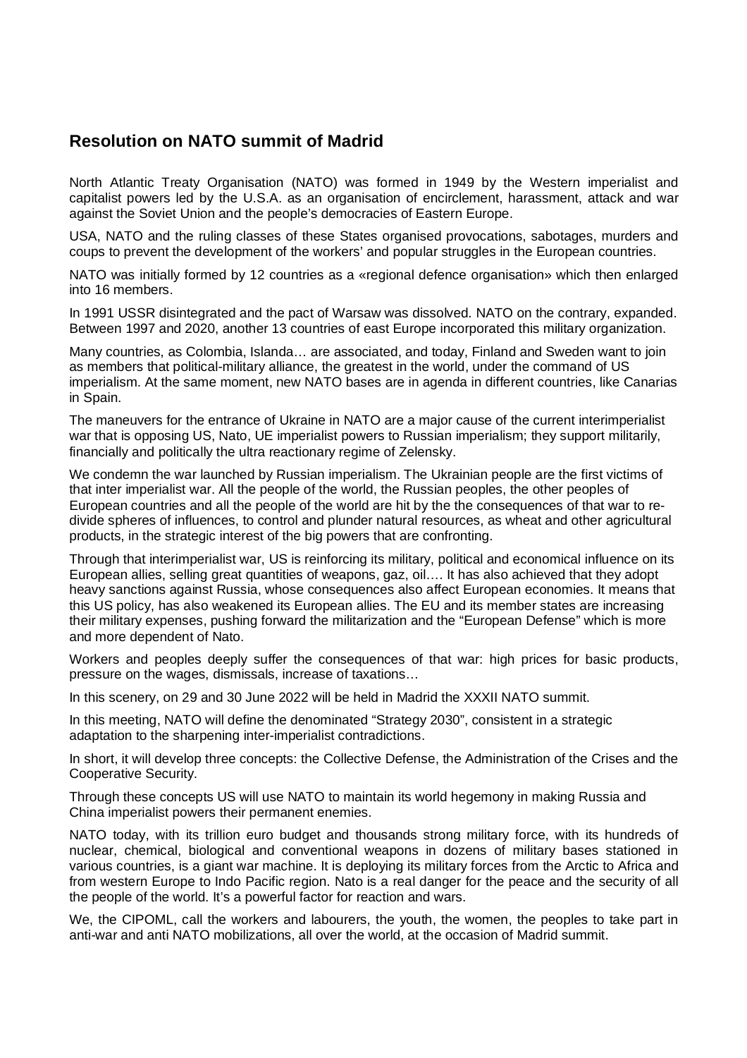## Resolution on NATO summit of Madrid

North Atlantic Treaty Organisation (NATO) was formed in 1949 by the Western imperialist and capitalist powers led by the U.S.A. as an organisation of encirclement, harassment, attack and war against the Soviet Union and the people's democracies of Eastern Europe.

USA, NATO and the ruling classes of these States organised provocations, sabotages, murders and coups to prevent the development of the workers' and popular struggles in the European countries.

NATO was initially formed by 12 countries as a «regional defence organisation» which then enlarged into 16 members.

In 1991 USSR disintegrated and the pact of Warsaw was dissolved. NATO on the contrary, expanded. Between 1997 and 2020, another 13 countries of east Europe incorporated this military organization.

Many countries, as Colombia, Islanda… are associated, and today, Finland and Sweden want to join as members that political-military alliance, the greatest in the world, under the command of US imperialism. At the same moment, new NATO bases are in agenda in different countries, like Canarias in Spain.

The maneuvers for the entrance of Ukraine in NATO are a major cause of the current interimperialist war that is opposing US, Nato, UE imperialist powers to Russian imperialism; they support militarily, financially and politically the ultra reactionary regime of Zelensky.

We condemn the war launched by Russian imperialism. The Ukrainian people are the first victims of that inter imperialist war. All the people of the world, the Russian peoples, the other peoples of European countries and all the people of the world are hit by the the consequences of that war to re-divide spheres of influences, to control and plunder natural resources, as wheat and other agricultural products, in the strategic interest of the big powers that are confronting.

Through that interimperialist war, US is reinforcing its military, political and economical influence on its European allies, selling great quantities of weapons, gaz, oil…. It has also achieved that they adopt heavy sanctions against Russia, whose consequences also affect European economies. It means that this US policy, has also weakened its European allies. The EU and its member states are increasing their military expenses, pushing forward the militarization and the "European Defense" which is more and more dependent of Nato.

Workers and peoples deeply suffer the consequences of that war: high prices for basic products, pressure on the wages, dismissals, increase of taxations…

In this scenery, on 29 and 30 June 2022 will be held in Madrid the XXXII NATO summit.

In this meeting, NATO will define the denominated "Strategy 2030", consistent in a strategic adaptation to the sharpening inter-imperialist contradictions.

In short, it will develop three concepts: the Collective Defense, the Administration of the Crises and the Cooperative Security.

Through these concepts US will use NATO to maintain its world hegemony in making Russia and China imperialist powers their permanent enemies.

NATO today, with its trillion euro budget and thousands strong military force, with its hundreds of nuclear, chemical, biological and conventional weapons in dozens of military bases stationed in various countries, is a giant war machine. It is deploying its military forces from the Arctic to Africa and from western Europe to Indo Pacific region. Nato is a real danger for the peace and the security of all the people of the world. It's a powerful factor for reaction and wars.

We, the CIPOML, call the workers and labourers, the youth, the women, the peoples to take part in anti-war and anti NATO mobilizations, all over the world, at the occasion of Madrid summit.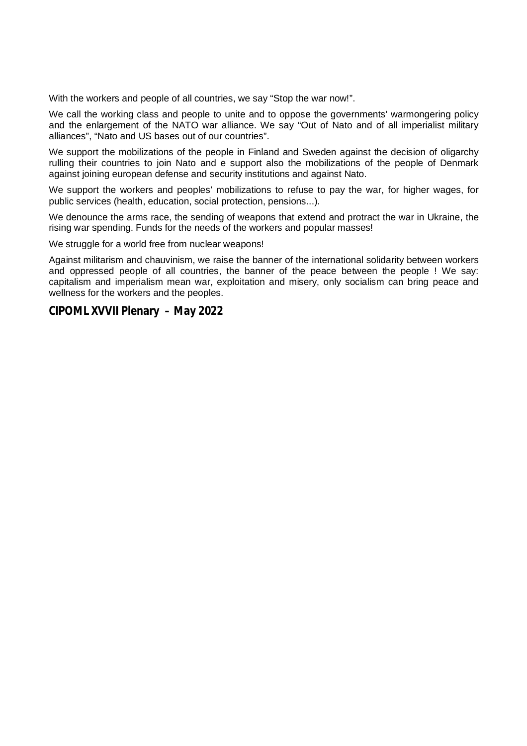With the workers and people of all countries, we say "Stop the war now!".

We call the working class and people to unite and to oppose the governments' warmongering policy and the enlargement of the NATO war alliance. We say "Out of Nato and of all imperialist military alliances", "Nato and US bases out of our countries".

We support the mobilizations of the people in Finland and Sweden against the decision of oligarchy rulling their countries to join Nato and e support also the mobilizations of the people of Denmark against joining european defense and security institutions and against Nato.

We support the workers and peoples' mobilizations to refuse to pay the war, for higher wages, for public services (health, education, social protection, pensions...).

We denounce the arms race, the sending of weapons that extend and protract the war in Ukraine, the rising war spending. Funds for the needs of the workers and popular masses!

We struggle for a world free from nuclear weapons!

Against militarism and chauvinism, we raise the banner of the international solidarity between workers and oppressed people of all countries, the banner of the peace between the people ! We say: capitalism and imperialism mean war, exploitation and misery, only socialism can bring peace and wellness for the workers and the peoples.

**CIPOML XVVII Plenary – May 2022**